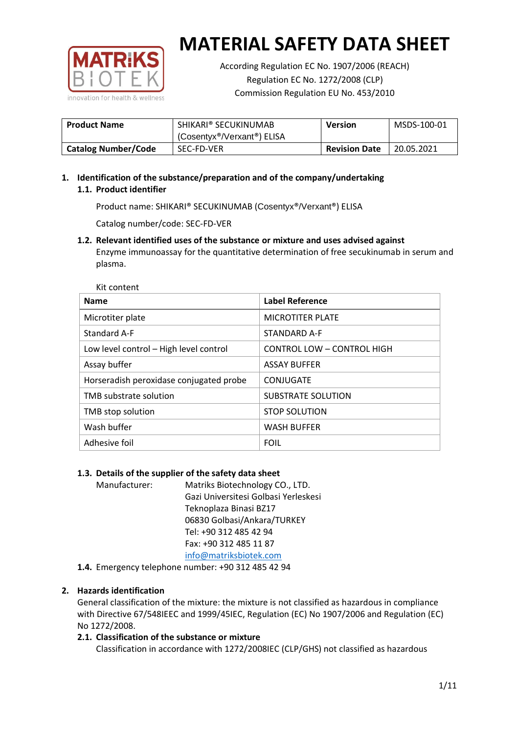# MATERIAL SAFETY DATA SHEET

According Regulation EC No. 1907/2006 (REACH)
Regulation EC No. 1272/2008 (CLP)
Commission Regulation EU No. 453/2010

| **Product Name** | SHIKARI® SECUKINUMAB (Cosentyx®/Verxant®) ELISA | **Version** | MSDS-100-01 |
|---|---|---|---|
| **Catalog Number/Code** | SEC-FD-VER | **Revision Date** | 20.05.2021 |

## 1. Identification of the substance/preparation and of the company/undertaking

### 1.1. Product identifier

Product name: SHIKARI® SECUKINUMAB (Cosentyx®/Verxant®) ELISA

Catalog number/code: SEC-FD-VER

### 1.2. Relevant identified uses of the substance or mixture and uses advised against

Enzyme immunoassay for the quantitative determination of free secukinumab in serum and plasma.

Kit content

| Name | Label Reference |
|---|---|
| Microtiter plate | MICROTITER PLATE |
| Standard A-F | STANDARD A-F |
| Low level control – High level control | CONTROL LOW – CONTROL HIGH |
| Assay buffer | ASSAY BUFFER |
| Horseradish peroxidase conjugated probe | CONJUGATE |
| TMB substrate solution | SUBSTRATE SOLUTION |
| TMB stop solution | STOP SOLUTION |
| Wash buffer | WASH BUFFER |
| Adhesive foil | FOIL |

### 1.3. Details of the supplier of the safety data sheet

Manufacturer: Matriks Biotechnology CO., LTD.
Gazi Universitesi Golbasi Yerleskesi
Teknoplaza Binasi BZ17
06830 Golbasi/Ankara/TURKEY
Tel: +90 312 485 42 94
Fax: +90 312 485 11 87
info@matriksbiotek.com

### 1.4. Emergency telephone number: +90 312 485 42 94

## 2. Hazards identification

General classification of the mixture: the mixture is not classified as hazardous in compliance with Directive 67/548IEEC and 1999/45IEC, Regulation (EC) No 1907/2006 and Regulation (EC) No 1272/2008.

### 2.1. Classification of the substance or mixture

Classification in accordance with 1272/2008IEC (CLP/GHS) not classified as hazardous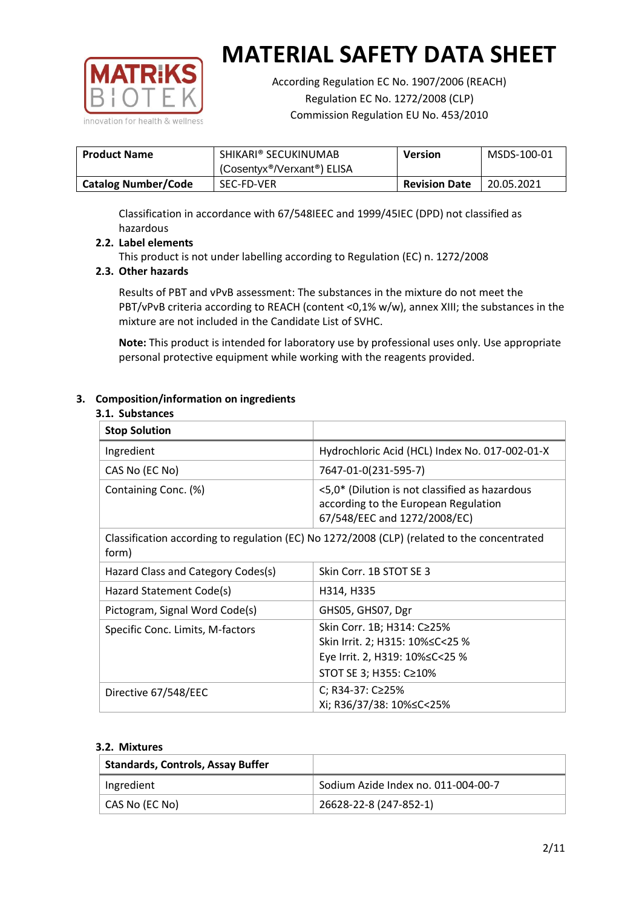# MATERIAL SAFETY DATA SHEET

According Regulation EC No. 1907/2006 (REACH)
Regulation EC No. 1272/2008 (CLP)
Commission Regulation EU No. 453/2010

| **Product Name** | SHIKARI® SECUKINUMAB (Cosentyx®/Verxant®) ELISA | **Version** | MSDS-100-01 |
|---|---|---|---|
| **Catalog Number/Code** | SEC-FD-VER | **Revision Date** | 20.05.2021 |

Classification in accordance with 67/548IEEC and 1999/45IEC (DPD) not classified as hazardous

**2.2. Label elements**

This product is not under labelling according to Regulation (EC) n. 1272/2008

**2.3. Other hazards**

Results of PBT and vPvB assessment: The substances in the mixture do not meet the PBT/vPvB criteria according to REACH (content <0,1% w/w), annex XIII; the substances in the mixture are not included in the Candidate List of SVHC.

**Note:** This product is intended for laboratory use by professional uses only. Use appropriate personal protective equipment while working with the reagents provided.

## 3. Composition/information on ingredients

### 3.1. Substances

| **Stop Solution** | |
|---|---|
| Ingredient | Hydrochloric Acid (HCL) Index No. 017-002-01-X |
| CAS No (EC No) | 7647-01-0(231-595-7) |
| Containing Conc. (%) | <5,0* (Dilution is not classified as hazardous according to the European Regulation 67/548/EEC and 1272/2008/EC) |
| Classification according to regulation (EC) No 1272/2008 (CLP) (related to the concentrated form) | |
| Hazard Class and Category Codes(s) | Skin Corr. 1B STOT SE 3 |
| Hazard Statement Code(s) | H314, H335 |
| Pictogram, Signal Word Code(s) | GHS05, GHS07, Dgr |
| Specific Conc. Limits, M-factors | Skin Corr. 1B; H314: C≥25%<br>Skin Irrit. 2; H315: 10%≤C<25 %<br>Eye Irrit. 2, H319: 10%≤C<25 %<br>STOT SE 3; H355: C≥10% |
| Directive 67/548/EEC | C; R34-37: C≥25%<br>Xi; R36/37/38: 10%≤C<25% |

### 3.2. Mixtures

| **Standards, Controls, Assay Buffer** | |
|---|---|
| Ingredient | Sodium Azide Index no. 011-004-00-7 |
| CAS No (EC No) | 26628-22-8 (247-852-1) |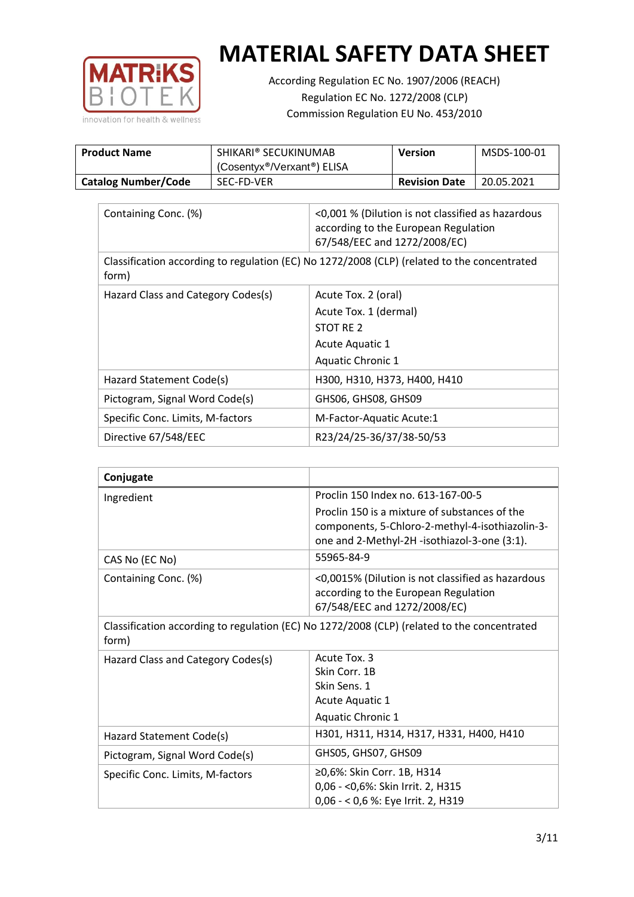# MATERIAL SAFETY DATA SHEET

According Regulation EC No. 1907/2006 (REACH)
Regulation EC No. 1272/2008 (CLP)
Commission Regulation EU No. 453/2010

| **Product Name** | SHIKARI® SECUKINUMAB (Cosentyx®/Verxant®) ELISA | **Version** | MSDS-100-01 |
|---|---|---|---|
| **Catalog Number/Code** | SEC-FD-VER | **Revision Date** | 20.05.2021 |

| | |
|---|---|
| Containing Conc. (%) | <0,001 % (Dilution is not classified as hazardous according to the European Regulation 67/548/EEC and 1272/2008/EC) |
| Classification according to regulation (EC) No 1272/2008 (CLP) (related to the concentrated form) | |
| Hazard Class and Category Codes(s) | Acute Tox. 2 (oral)<br>Acute Tox. 1 (dermal)<br>STOT RE 2<br>Acute Aquatic 1<br>Aquatic Chronic 1 |
| Hazard Statement Code(s) | H300, H310, H373, H400, H410 |
| Pictogram, Signal Word Code(s) | GHS06, GHS08, GHS09 |
| Specific Conc. Limits, M-factors | M-Factor-Aquatic Acute:1 |
| Directive 67/548/EEC | R23/24/25-36/37/38-50/53 |

| **Conjugate** | |
|---|---|
| Ingredient | Proclin 150 Index no. 613-167-00-5<br>Proclin 150 is a mixture of substances of the components, 5-Chloro-2-methyl-4-isothiazolin-3-one and 2-Methyl-2H -isothiazol-3-one (3:1). |
| CAS No (EC No) | 55965-84-9 |
| Containing Conc. (%) | <0,0015% (Dilution is not classified as hazardous according to the European Regulation 67/548/EEC and 1272/2008/EC) |
| Classification according to regulation (EC) No 1272/2008 (CLP) (related to the concentrated form) | |
| Hazard Class and Category Codes(s) | Acute Tox. 3<br>Skin Corr. 1B<br>Skin Sens. 1<br>Acute Aquatic 1<br>Aquatic Chronic 1 |
| Hazard Statement Code(s) | H301, H311, H314, H317, H331, H400, H410 |
| Pictogram, Signal Word Code(s) | GHS05, GHS07, GHS09 |
| Specific Conc. Limits, M-factors | ≥0,6%: Skin Corr. 1B, H314<br>0,06 - <0,6%: Skin Irrit. 2, H315<br>0,06 - < 0,6 %: Eye Irrit. 2, H319 |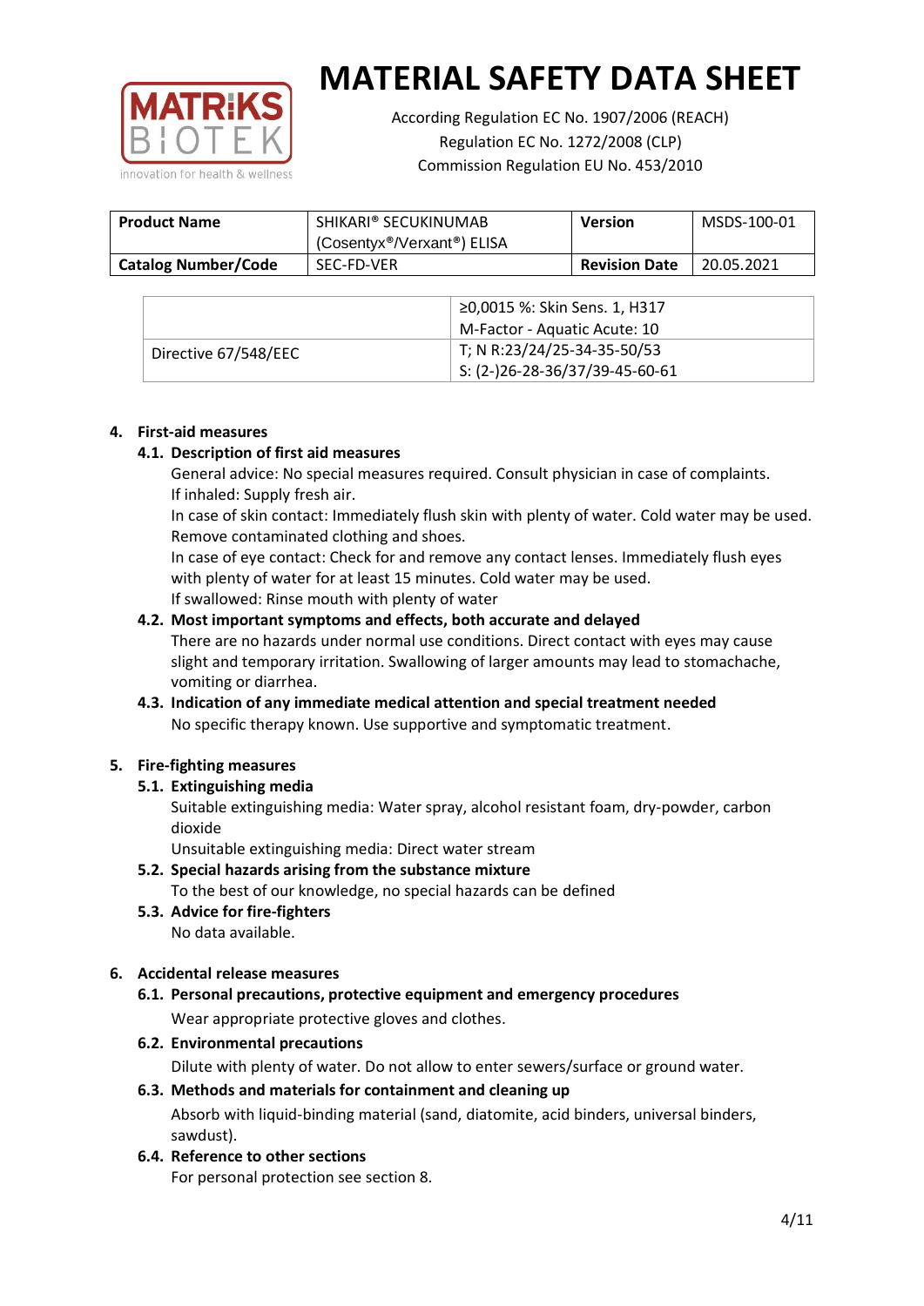| Product Name | SHIKARI® SECUKINUMAB (Cosentyx®/Verxant®) ELISA | Version | MSDS-100-01 |
|---|---|---|---|
| Catalog Number/Code | SEC-FD-VER | Revision Date | 20.05.2021 |

| | |
|---|---|
| | ≥0,0015 %: Skin Sens. 1, H317<br>M-Factor - Aquatic Acute: 10 |
| Directive 67/548/EEC | T; N R:23/24/25-34-35-50/53<br>S: (2-)26-28-36/37/39-45-60-61 |

## 4. First-aid measures

### 4.1. Description of first aid measures

General advice: No special measures required. Consult physician in case of complaints.

If inhaled: Supply fresh air.

In case of skin contact: Immediately flush skin with plenty of water. Cold water may be used. Remove contaminated clothing and shoes.

In case of eye contact: Check for and remove any contact lenses. Immediately flush eyes with plenty of water for at least 15 minutes. Cold water may be used.

If swallowed: Rinse mouth with plenty of water

### 4.2. Most important symptoms and effects, both accurate and delayed

There are no hazards under normal use conditions. Direct contact with eyes may cause slight and temporary irritation. Swallowing of larger amounts may lead to stomachache, vomiting or diarrhea.

### 4.3. Indication of any immediate medical attention and special treatment needed

No specific therapy known. Use supportive and symptomatic treatment.

## 5. Fire-fighting measures

### 5.1. Extinguishing media

Suitable extinguishing media: Water spray, alcohol resistant foam, dry-powder, carbon dioxide

Unsuitable extinguishing media: Direct water stream

### 5.2. Special hazards arising from the substance mixture

To the best of our knowledge, no special hazards can be defined

### 5.3. Advice for fire-fighters

No data available.

## 6. Accidental release measures

### 6.1. Personal precautions, protective equipment and emergency procedures

Wear appropriate protective gloves and clothes.

### 6.2. Environmental precautions

Dilute with plenty of water. Do not allow to enter sewers/surface or ground water.

### 6.3. Methods and materials for containment and cleaning up

Absorb with liquid-binding material (sand, diatomite, acid binders, universal binders, sawdust).

### 6.4. Reference to other sections

For personal protection see section 8.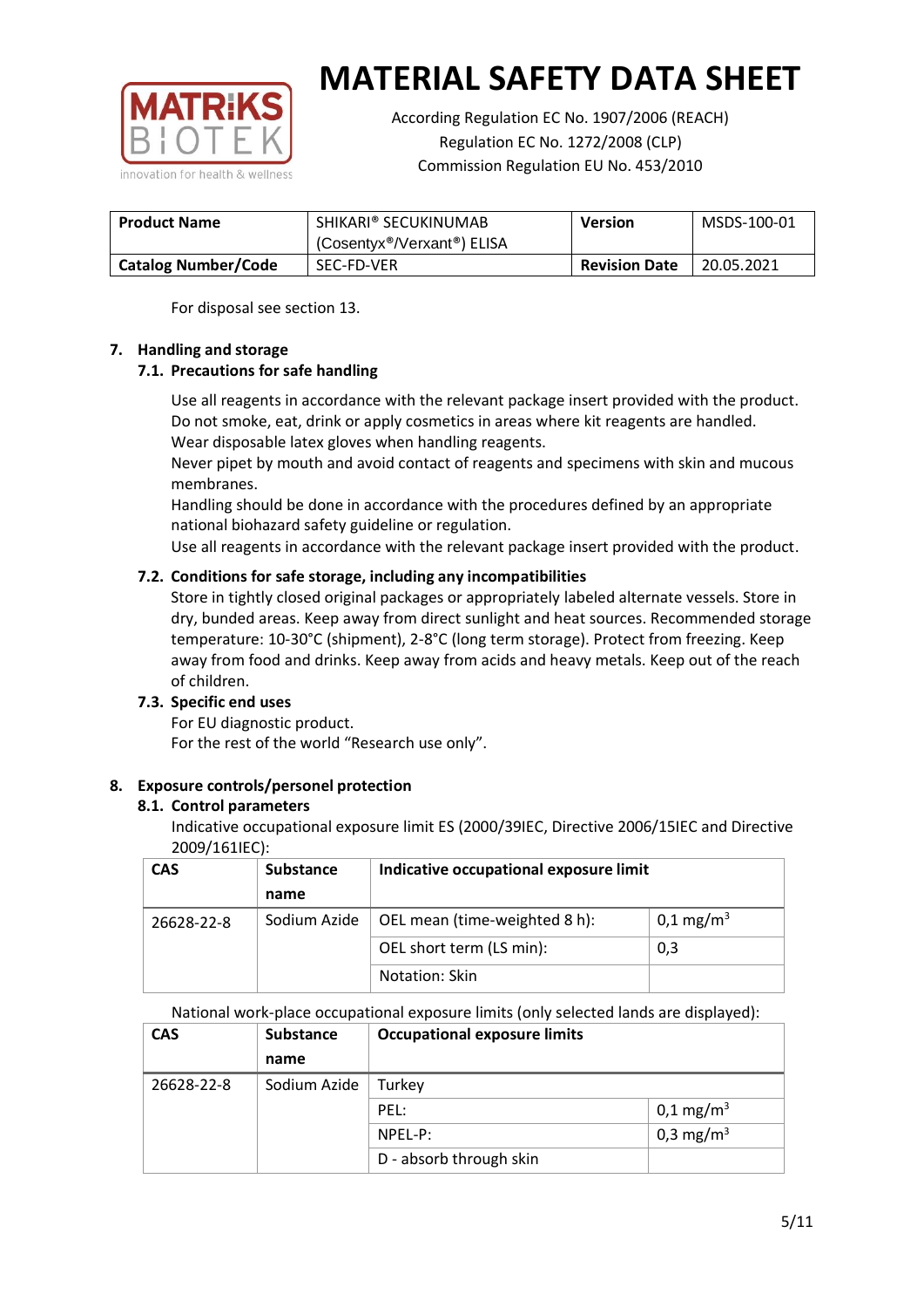For disposal see section 13.

## 7. Handling and storage

### 7.1. Precautions for safe handling

Use all reagents in accordance with the relevant package insert provided with the product.
Do not smoke, eat, drink or apply cosmetics in areas where kit reagents are handled.
Wear disposable latex gloves when handling reagents.
Never pipet by mouth and avoid contact of reagents and specimens with skin and mucous membranes.
Handling should be done in accordance with the procedures defined by an appropriate national biohazard safety guideline or regulation.
Use all reagents in accordance with the relevant package insert provided with the product.

### 7.2. Conditions for safe storage, including any incompatibilities

Store in tightly closed original packages or appropriately labeled alternate vessels. Store in dry, bunded areas. Keep away from direct sunlight and heat sources. Recommended storage temperature: 10-30°C (shipment), 2-8°C (long term storage). Protect from freezing. Keep away from food and drinks. Keep away from acids and heavy metals. Keep out of the reach of children.

### 7.3. Specific end uses

For EU diagnostic product.
For the rest of the world "Research use only".

## 8. Exposure controls/personel protection

### 8.1. Control parameters

Indicative occupational exposure limit ES (2000/39IEC, Directive 2006/15IEC and Directive 2009/161IEC):

| CAS | Substance name | Indicative occupational exposure limit | |
|---|---|---|---|
| 26628-22-8 | Sodium Azide | OEL mean (time-weighted 8 h): | 0,1 mg/m$^3$ |
| | | OEL short term (LS min): | 0,3 |
| | | Notation: Skin | |

National work-place occupational exposure limits (only selected lands are displayed):

| CAS | Substance name | Occupational exposure limits | |
|---|---|---|---|
| 26628-22-8 | Sodium Azide | Turkey | |
| | | PEL: | 0,1 mg/m$^3$ |
| | | NPEL-P: | 0,3 mg/m$^3$ |
| | | D - absorb through skin | |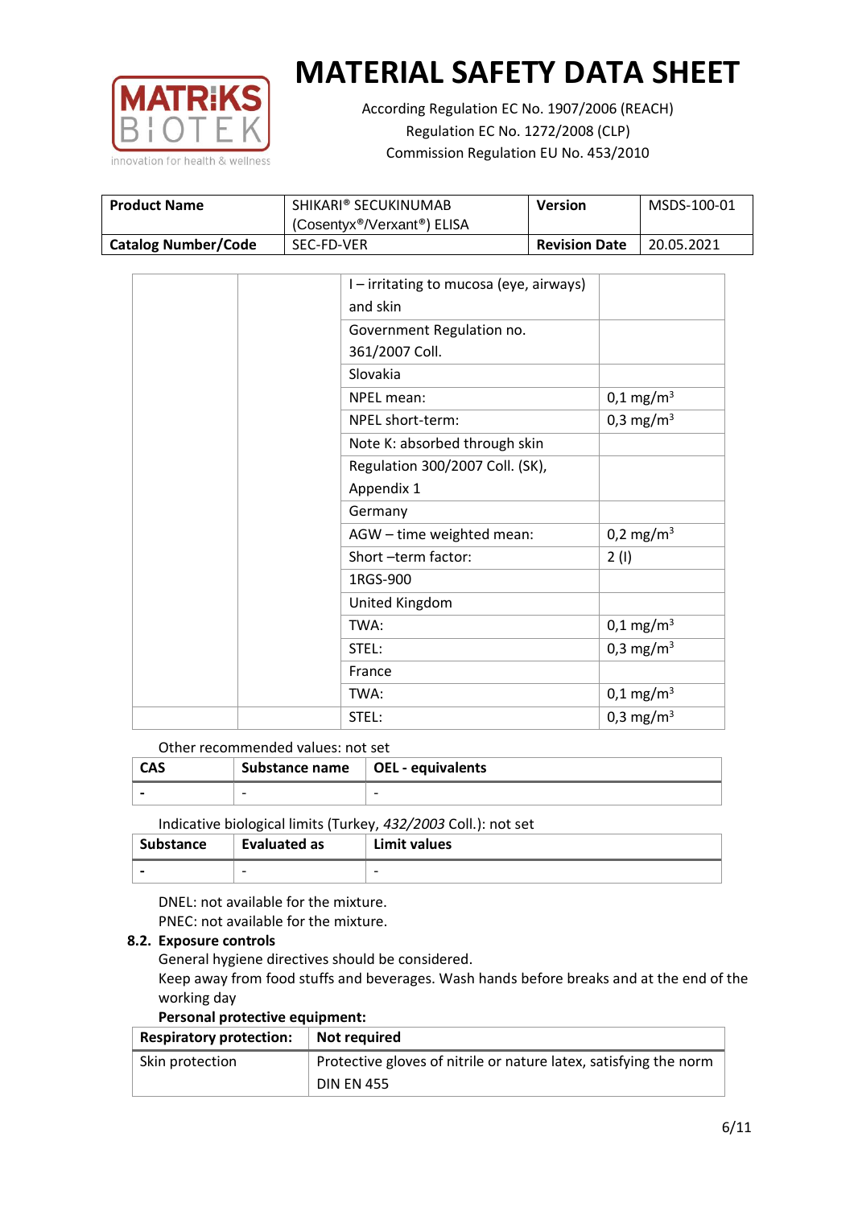| | | I – irritating to mucosa (eye, airways) and skin | |
|---|---|---|---|
| | | Government Regulation no. 361/2007 Coll. | |
| | | Slovakia | |
| | | NPEL mean: | 0,1 mg/m$^3$ |
| | | NPEL short-term: | 0,3 mg/m$^3$ |
| | | Note K: absorbed through skin | |
| | | Regulation 300/2007 Coll. (SK), Appendix 1 | |
| | | Germany | |
| | | AGW – time weighted mean: | 0,2 mg/m$^3$ |
| | | Short –term factor: | 2 (I) |
| | | 1RGS-900 | |
| | | United Kingdom | |
| | | TWA: | 0,1 mg/m$^3$ |
| | | STEL: | 0,3 mg/m$^3$ |
| | | France | |
| | | TWA: | 0,1 mg/m$^3$ |
| | | STEL: | 0,3 mg/m$^3$ |

Other recommended values: not set

| CAS | Substance name | OEL - equivalents |
|---|---|---|
| - | - | - |

Indicative biological limits (Turkey, *432/2003* Coll.): not set

| Substance | Evaluated as | Limit values |
|---|---|---|
| - | - | - |

DNEL: not available for the mixture.
PNEC: not available for the mixture.

**8.2. Exposure controls**

General hygiene directives should be considered.
Keep away from food stuffs and beverages. Wash hands before breaks and at the end of the working day

**Personal protective equipment:**

| Respiratory protection: | Not required |
|---|---|
| Skin protection | Protective gloves of nitrile or nature latex, satisfying the norm DIN EN 455 |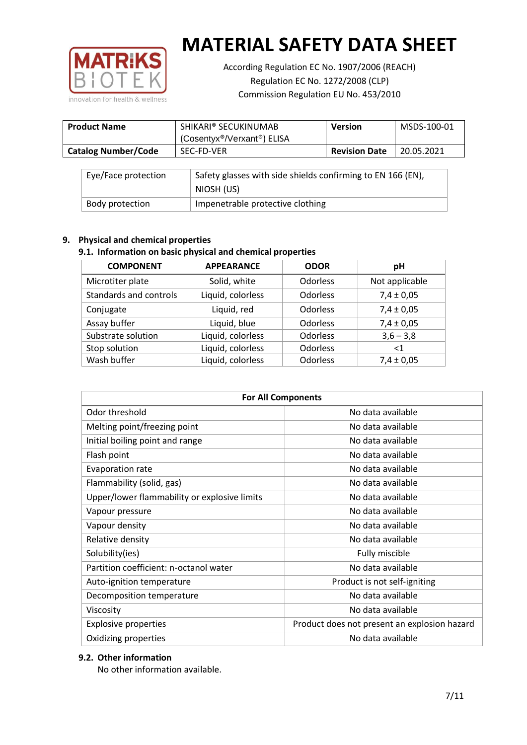# MATERIAL SAFETY DATA SHEET

According Regulation EC No. 1907/2006 (REACH)
Regulation EC No. 1272/2008 (CLP)
Commission Regulation EU No. 453/2010

| **Product Name** | SHIKARI® SECUKINUMAB (Cosentyx®/Verxant®) ELISA | **Version** | MSDS-100-01 |
|---|---|---|---|
| **Catalog Number/Code** | SEC-FD-VER | **Revision Date** | 20.05.2021 |

| | |
|---|---|
| Eye/Face protection | Safety glasses with side shields confirming to EN 166 (EN), NIOSH (US) |
| Body protection | Impenetrable protective clothing |

## 9. Physical and chemical properties

### 9.1. Information on basic physical and chemical properties

| COMPONENT | APPEARANCE | ODOR | pH |
|---|---|---|---|
| Microtiter plate | Solid, white | Odorless | Not applicable |
| Standards and controls | Liquid, colorless | Odorless | 7,4 ± 0,05 |
| Conjugate | Liquid, red | Odorless | 7,4 ± 0,05 |
| Assay buffer | Liquid, blue | Odorless | 7,4 ± 0,05 |
| Substrate solution | Liquid, colorless | Odorless | 3,6 – 3,8 |
| Stop solution | Liquid, colorless | Odorless | <1 |
| Wash buffer | Liquid, colorless | Odorless | 7,4 ± 0,05 |

| **For All Components** | |
|---|---|
| Odor threshold | No data available |
| Melting point/freezing point | No data available |
| Initial boiling point and range | No data available |
| Flash point | No data available |
| Evaporation rate | No data available |
| Flammability (solid, gas) | No data available |
| Upper/lower flammability or explosive limits | No data available |
| Vapour pressure | No data available |
| Vapour density | No data available |
| Relative density | No data available |
| Solubility(ies) | Fully miscible |
| Partition coefficient: n-octanol water | No data available |
| Auto-ignition temperature | Product is not self-igniting |
| Decomposition temperature | No data available |
| Viscosity | No data available |
| Explosive properties | Product does not present an explosion hazard |
| Oxidizing properties | No data available |

### 9.2. Other information

No other information available.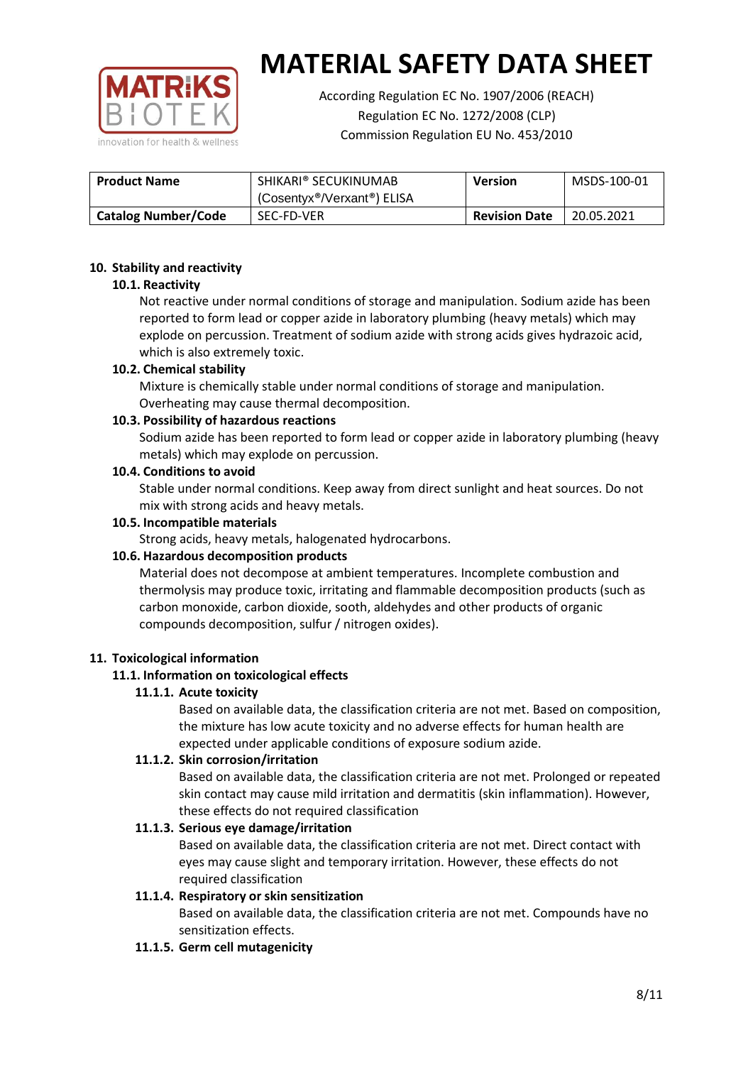# MATERIAL SAFETY DATA SHEET

According Regulation EC No. 1907/2006 (REACH)
Regulation EC No. 1272/2008 (CLP)
Commission Regulation EU No. 453/2010

| Product Name | SHIKARI® SECUKINUMAB (Cosentyx®/Verxant®) ELISA | Version | MSDS-100-01 |
|---|---|---|---|
| Catalog Number/Code | SEC-FD-VER | Revision Date | 20.05.2021 |

## 10. Stability and reactivity

### 10.1. Reactivity

Not reactive under normal conditions of storage and manipulation. Sodium azide has been reported to form lead or copper azide in laboratory plumbing (heavy metals) which may explode on percussion. Treatment of sodium azide with strong acids gives hydrazoic acid, which is also extremely toxic.

### 10.2. Chemical stability

Mixture is chemically stable under normal conditions of storage and manipulation. Overheating may cause thermal decomposition.

### 10.3. Possibility of hazardous reactions

Sodium azide has been reported to form lead or copper azide in laboratory plumbing (heavy metals) which may explode on percussion.

### 10.4. Conditions to avoid

Stable under normal conditions. Keep away from direct sunlight and heat sources. Do not mix with strong acids and heavy metals.

### 10.5. Incompatible materials

Strong acids, heavy metals, halogenated hydrocarbons.

### 10.6. Hazardous decomposition products

Material does not decompose at ambient temperatures. Incomplete combustion and thermolysis may produce toxic, irritating and flammable decomposition products (such as carbon monoxide, carbon dioxide, sooth, aldehydes and other products of organic compounds decomposition, sulfur / nitrogen oxides).

## 11. Toxicological information

### 11.1. Information on toxicological effects

#### 11.1.1. Acute toxicity

Based on available data, the classification criteria are not met. Based on composition, the mixture has low acute toxicity and no adverse effects for human health are expected under applicable conditions of exposure sodium azide.

#### 11.1.2. Skin corrosion/irritation

Based on available data, the classification criteria are not met. Prolonged or repeated skin contact may cause mild irritation and dermatitis (skin inflammation). However, these effects do not required classification

#### 11.1.3. Serious eye damage/irritation

Based on available data, the classification criteria are not met. Direct contact with eyes may cause slight and temporary irritation. However, these effects do not required classification

#### 11.1.4. Respiratory or skin sensitization

Based on available data, the classification criteria are not met. Compounds have no sensitization effects.

#### 11.1.5. Germ cell mutagenicity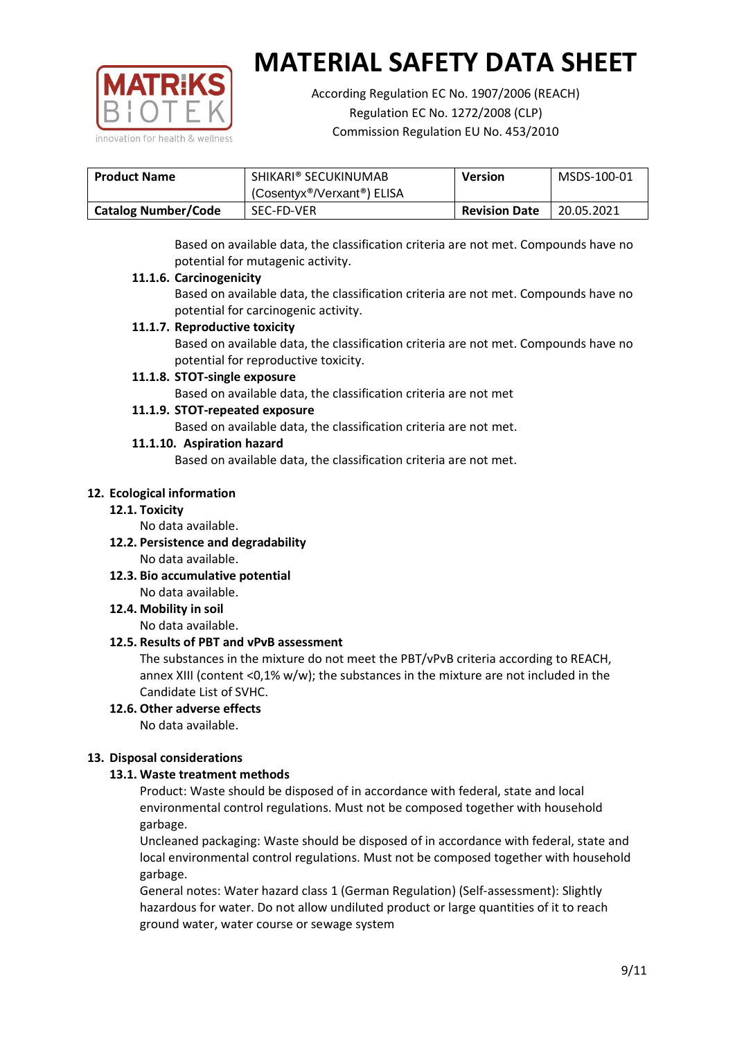Based on available data, the classification criteria are not met. Compounds have no potential for mutagenic activity.

#### 11.1.6. Carcinogenicity

Based on available data, the classification criteria are not met. Compounds have no potential for carcinogenic activity.

#### 11.1.7. Reproductive toxicity

Based on available data, the classification criteria are not met. Compounds have no potential for reproductive toxicity.

#### 11.1.8. STOT-single exposure

Based on available data, the classification criteria are not met

#### 11.1.9. STOT-repeated exposure

Based on available data, the classification criteria are not met.

#### 11.1.10. Aspiration hazard

Based on available data, the classification criteria are not met.

## 12. Ecological information

### 12.1. Toxicity

No data available.

### 12.2. Persistence and degradability

No data available.

### 12.3. Bio accumulative potential

No data available.

### 12.4. Mobility in soil

No data available.

### 12.5. Results of PBT and vPvB assessment

The substances in the mixture do not meet the PBT/vPvB criteria according to REACH, annex XIII (content <0,1% w/w); the substances in the mixture are not included in the Candidate List of SVHC.

### 12.6. Other adverse effects

No data available.

## 13. Disposal considerations

### 13.1. Waste treatment methods

Product: Waste should be disposed of in accordance with federal, state and local environmental control regulations. Must not be composed together with household garbage.

Uncleaned packaging: Waste should be disposed of in accordance with federal, state and local environmental control regulations. Must not be composed together with household garbage.

General notes: Water hazard class 1 (German Regulation) (Self-assessment): Slightly hazardous for water. Do not allow undiluted product or large quantities of it to reach ground water, water course or sewage system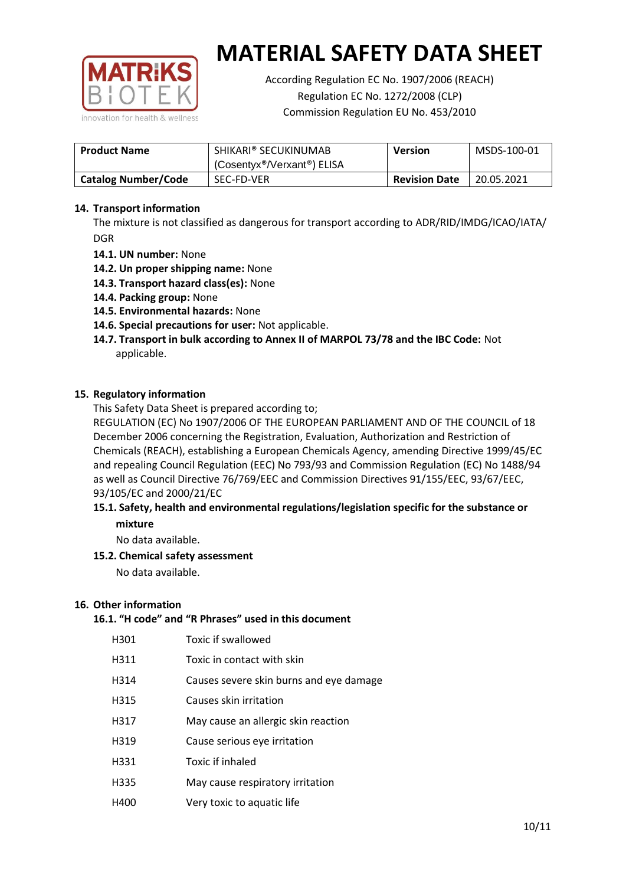# MATERIAL SAFETY DATA SHEET

According Regulation EC No. 1907/2006 (REACH)
Regulation EC No. 1272/2008 (CLP)
Commission Regulation EU No. 453/2010

| **Product Name** | SHIKARI® SECUKINUMAB (Cosentyx®/Verxant®) ELISA | **Version** | MSDS-100-01 |
|---|---|---|---|
| **Catalog Number/Code** | SEC-FD-VER | **Revision Date** | 20.05.2021 |

## 14. Transport information

The mixture is not classified as dangerous for transport according to ADR/RID/IMDG/ICAO/IATA/DGR

- **14.1. UN number:** None
- **14.2. Un proper shipping name:** None
- **14.3. Transport hazard class(es):** None
- **14.4. Packing group:** None
- **14.5. Environmental hazards:** None
- **14.6. Special precautions for user:** Not applicable.
- **14.7. Transport in bulk according to Annex II of MARPOL 73/78 and the IBC Code:** Not applicable.

## 15. Regulatory information

This Safety Data Sheet is prepared according to;

REGULATION (EC) No 1907/2006 OF THE EUROPEAN PARLIAMENT AND OF THE COUNCIL of 18 December 2006 concerning the Registration, Evaluation, Authorization and Restriction of Chemicals (REACH), establishing a European Chemicals Agency, amending Directive 1999/45/EC and repealing Council Regulation (EEC) No 793/93 and Commission Regulation (EC) No 1488/94 as well as Council Directive 76/769/EEC and Commission Directives 91/155/EEC, 93/67/EEC, 93/105/EC and 2000/21/EC

### 15.1. Safety, health and environmental regulations/legislation specific for the substance or mixture

No data available.

### 15.2. Chemical safety assessment

No data available.

## 16. Other information

### 16.1. "H code" and "R Phrases" used in this document

| | |
|---|---|
| H301 | Toxic if swallowed |
| H311 | Toxic in contact with skin |
| H314 | Causes severe skin burns and eye damage |
| H315 | Causes skin irritation |
| H317 | May cause an allergic skin reaction |
| H319 | Cause serious eye irritation |
| H331 | Toxic if inhaled |
| H335 | May cause respiratory irritation |
| H400 | Very toxic to aquatic life |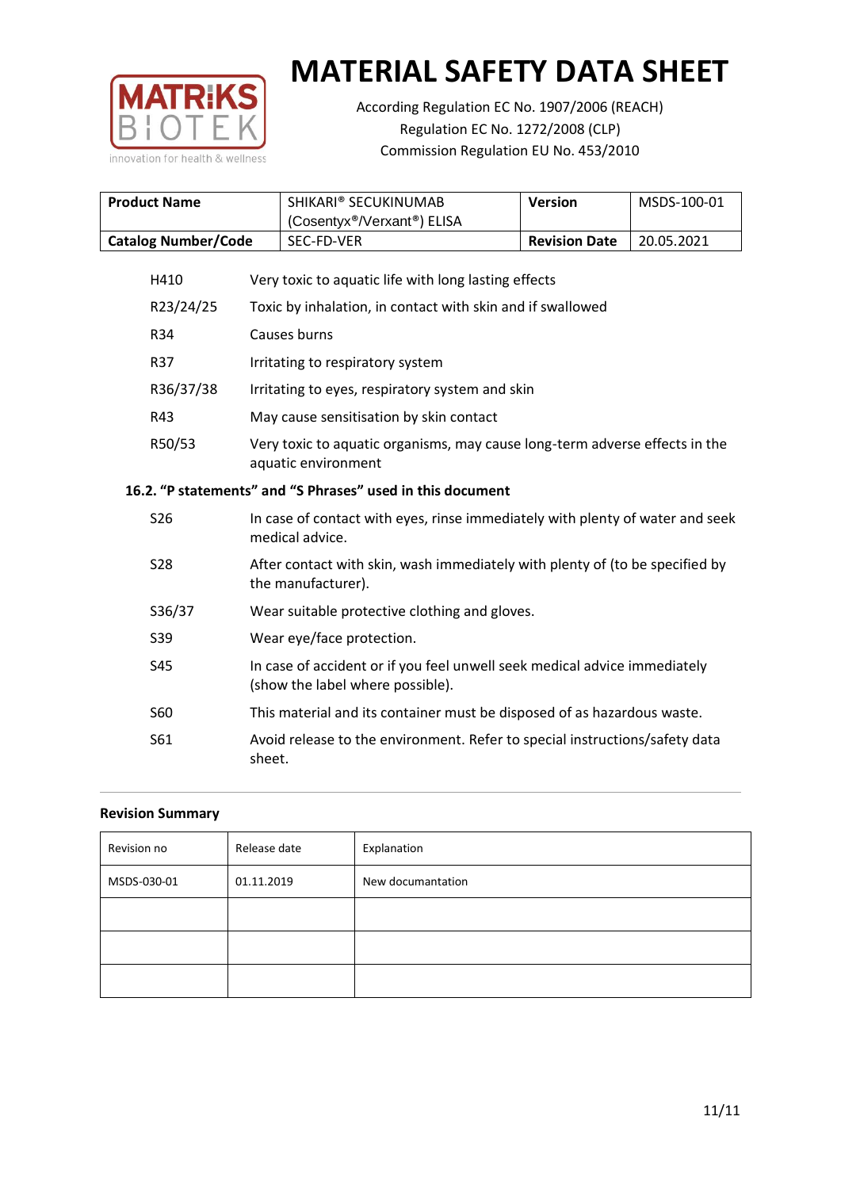| | |
|---|---|
| H410 | Very toxic to aquatic life with long lasting effects |
| R23/24/25 | Toxic by inhalation, in contact with skin and if swallowed |
| R34 | Causes burns |
| R37 | Irritating to respiratory system |
| R36/37/38 | Irritating to eyes, respiratory system and skin |
| R43 | May cause sensitisation by skin contact |
| R50/53 | Very toxic to aquatic organisms, may cause long-term adverse effects in the aquatic environment |

### 16.2. "P statements" and "S Phrases" used in this document

| | |
|---|---|
| S26 | In case of contact with eyes, rinse immediately with plenty of water and seek medical advice. |
| S28 | After contact with skin, wash immediately with plenty of (to be specified by the manufacturer). |
| S36/37 | Wear suitable protective clothing and gloves. |
| S39 | Wear eye/face protection. |
| S45 | In case of accident or if you feel unwell seek medical advice immediately (show the label where possible). |
| S60 | This material and its container must be disposed of as hazardous waste. |
| S61 | Avoid release to the environment. Refer to special instructions/safety data sheet. |

**Revision Summary**

| Revision no | Release date | Explanation |
|---|---|---|
| MSDS-030-01 | 01.11.2019 | New documantation |
| | | |
| | | |
| | | |